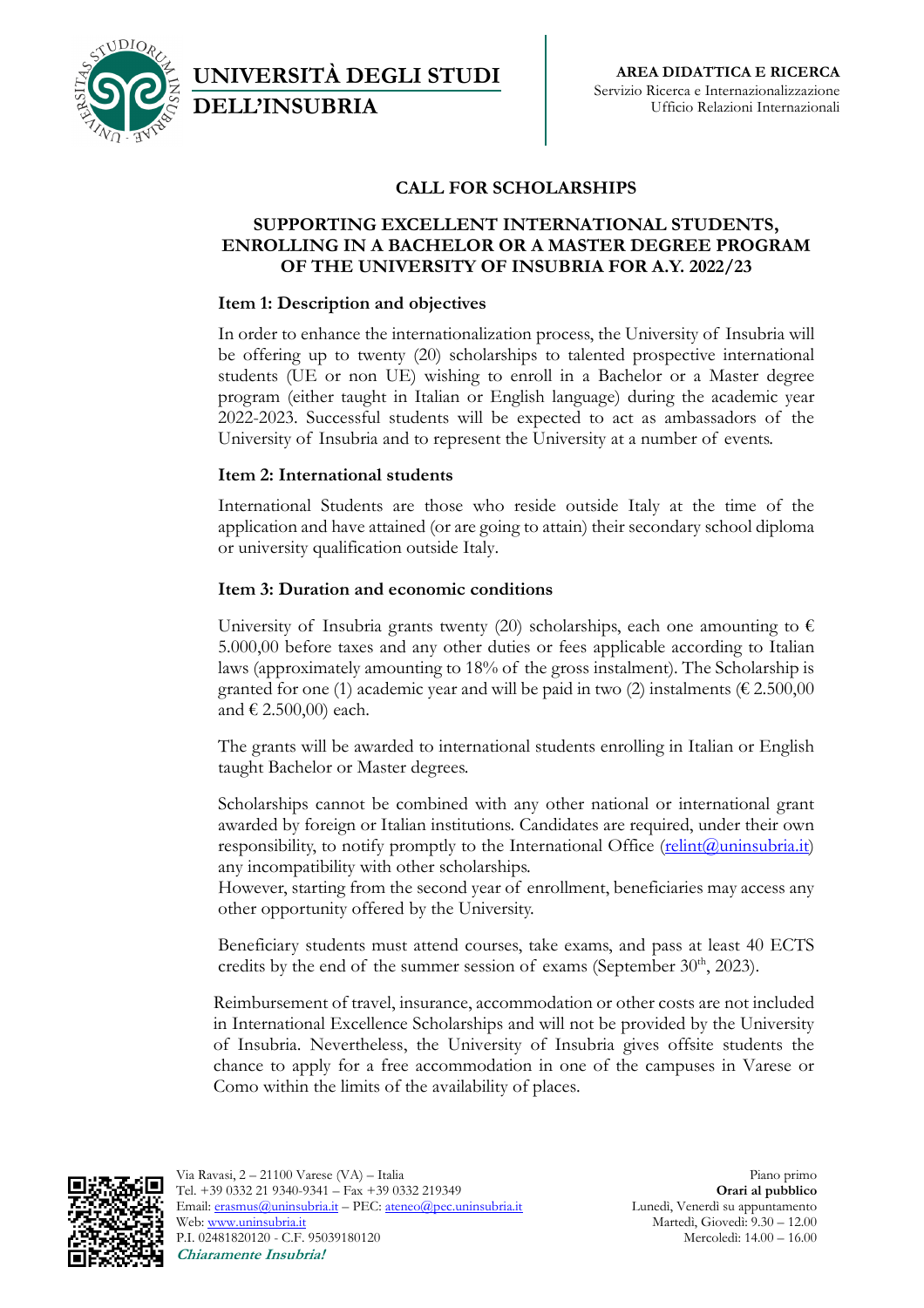**UNIVERSITÀ DEGLI STUDI DELL'INSUBRIA**

**AREA DIDATTICA E RICERCA**
Servizio Ricerca e Internazionalizzazione
Ufficio Relazioni Internazionali

# CALL FOR SCHOLARSHIPS

## SUPPORTING EXCELLENT INTERNATIONAL STUDENTS, ENROLLING IN A BACHELOR OR A MASTER DEGREE PROGRAM OF THE UNIVERSITY OF INSUBRIA FOR A.Y. 2022/23

### Item 1: Description and objectives

In order to enhance the internationalization process, the University of Insubria will be offering up to twenty (20) scholarships to talented prospective international students (UE or non UE) wishing to enroll in a Bachelor or a Master degree program (either taught in Italian or English language) during the academic year 2022-2023. Successful students will be expected to act as ambassadors of the University of Insubria and to represent the University at a number of events.

### Item 2: International students

International Students are those who reside outside Italy at the time of the application and have attained (or are going to attain) their secondary school diploma or university qualification outside Italy.

### Item 3: Duration and economic conditions

University of Insubria grants twenty (20) scholarships, each one amounting to € 5.000,00 before taxes and any other duties or fees applicable according to Italian laws (approximately amounting to 18% of the gross instalment). The Scholarship is granted for one (1) academic year and will be paid in two (2) instalments (€ 2.500,00 and € 2.500,00) each.

The grants will be awarded to international students enrolling in Italian or English taught Bachelor or Master degrees.

Scholarships cannot be combined with any other national or international grant awarded by foreign or Italian institutions. Candidates are required, under their own responsibility, to notify promptly to the International Office (relint@uninsubria.it) any incompatibility with other scholarships.
However, starting from the second year of enrollment, beneficiaries may access any other opportunity offered by the University.

Beneficiary students must attend courses, take exams, and pass at least 40 ECTS credits by the end of the summer session of exams (September 30th, 2023).

Reimbursement of travel, insurance, accommodation or other costs are not included in International Excellence Scholarships and will not be provided by the University of Insubria. Nevertheless, the University of Insubria gives offsite students the chance to apply for a free accommodation in one of the campuses in Varese or Como within the limits of the availability of places.

Via Ravasi, 2 – 21100 Varese (VA) – Italia
Tel. +39 0332 21 9340-9341 – Fax +39 0332 219349
Email: erasmus@uninsubria.it – PEC: ateneo@pec.uninsubria.it
Web: www.uninsubria.it
P.I. 02481820120 - C.F. 95039180120
***Chiaramente Insubria!***

Piano primo
**Orari al pubblico**
Lunedì, Venerdì su appuntamento
Martedì, Giovedì: 9.30 – 12.00
Mercoledì: 14.00 – 16.00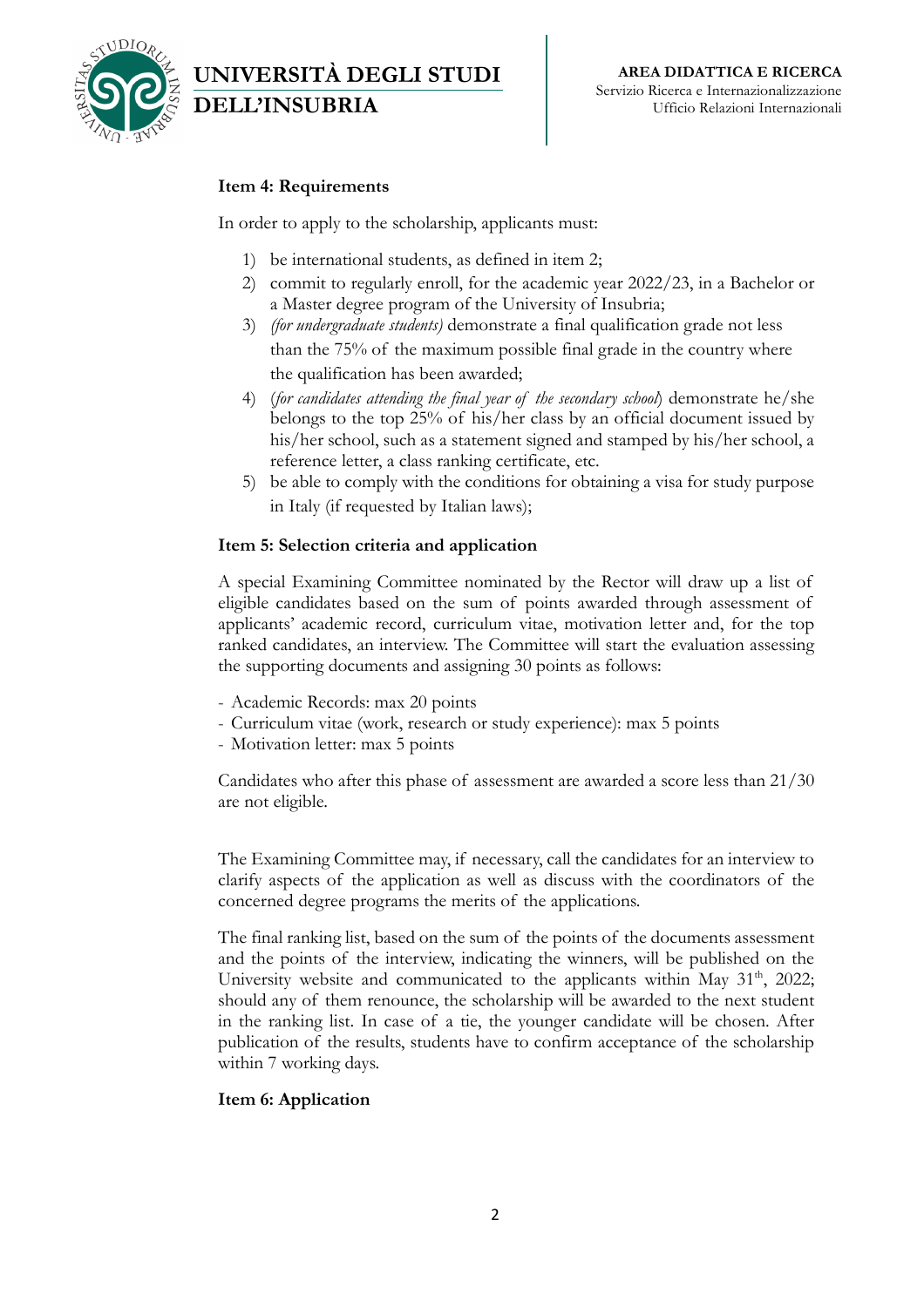**Item 4: Requirements**

In order to apply to the scholarship, applicants must:

1) be international students, as defined in item 2;
2) commit to regularly enroll, for the academic year 2022/23, in a Bachelor or a Master degree program of the University of Insubria;
3) *(for undergraduate students)* demonstrate a final qualification grade not less than the 75% of the maximum possible final grade in the country where the qualification has been awarded;
4) (*for candidates attending the final year of the secondary school*) demonstrate he/she belongs to the top 25% of his/her class by an official document issued by his/her school, such as a statement signed and stamped by his/her school, a reference letter, a class ranking certificate, etc.
5) be able to comply with the conditions for obtaining a visa for study purpose in Italy (if requested by Italian laws);

**Item 5: Selection criteria and application**

A special Examining Committee nominated by the Rector will draw up a list of eligible candidates based on the sum of points awarded through assessment of applicants' academic record, curriculum vitae, motivation letter and, for the top ranked candidates, an interview. The Committee will start the evaluation assessing the supporting documents and assigning 30 points as follows:

- Academic Records: max 20 points
- Curriculum vitae (work, research or study experience): max 5 points
- Motivation letter: max 5 points

Candidates who after this phase of assessment are awarded a score less than 21/30 are not eligible.

The Examining Committee may, if necessary, call the candidates for an interview to clarify aspects of the application as well as discuss with the coordinators of the concerned degree programs the merits of the applications.

The final ranking list, based on the sum of the points of the documents assessment and the points of the interview, indicating the winners, will be published on the University website and communicated to the applicants within May 31[th], 2022; should any of them renounce, the scholarship will be awarded to the next student in the ranking list. In case of a tie, the younger candidate will be chosen. After publication of the results, students have to confirm acceptance of the scholarship within 7 working days.

**Item 6: Application**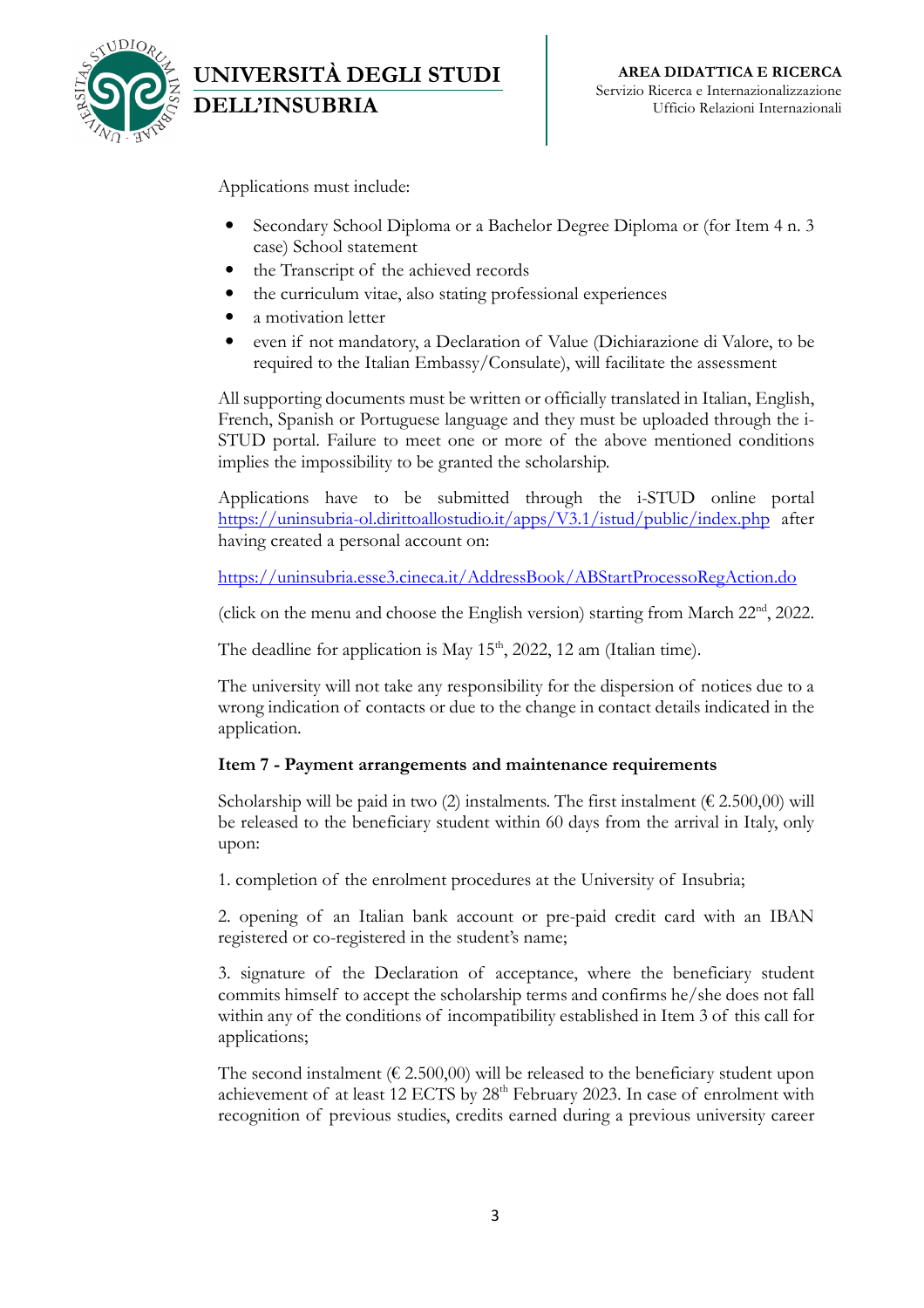Applications must include:

- Secondary School Diploma or a Bachelor Degree Diploma or (for Item 4 n. 3 case) School statement
- the Transcript of the achieved records
- the curriculum vitae, also stating professional experiences
- a motivation letter
- even if not mandatory, a Declaration of Value (Dichiarazione di Valore, to be required to the Italian Embassy/Consulate), will facilitate the assessment

All supporting documents must be written or officially translated in Italian, English, French, Spanish or Portuguese language and they must be uploaded through the i-STUD portal. Failure to meet one or more of the above mentioned conditions implies the impossibility to be granted the scholarship.

Applications have to be submitted through the i-STUD online portal https://uninsubria-ol.dirittoallostudio.it/apps/V3.1/istud/public/index.php after having created a personal account on:

https://uninsubria.esse3.cineca.it/AddressBook/ABStartProcessoRegAction.do

(click on the menu and choose the English version) starting from March 22nd, 2022.

The deadline for application is May 15th, 2022, 12 am (Italian time).

The university will not take any responsibility for the dispersion of notices due to a wrong indication of contacts or due to the change in contact details indicated in the application.

**Item 7 - Payment arrangements and maintenance requirements**

Scholarship will be paid in two (2) instalments. The first instalment (€ 2.500,00) will be released to the beneficiary student within 60 days from the arrival in Italy, only upon:

1. completion of the enrolment procedures at the University of Insubria;

2. opening of an Italian bank account or pre-paid credit card with an IBAN registered or co-registered in the student's name;

3. signature of the Declaration of acceptance, where the beneficiary student commits himself to accept the scholarship terms and confirms he/she does not fall within any of the conditions of incompatibility established in Item 3 of this call for applications;

The second instalment (€ 2.500,00) will be released to the beneficiary student upon achievement of at least 12 ECTS by 28th February 2023. In case of enrolment with recognition of previous studies, credits earned during a previous university career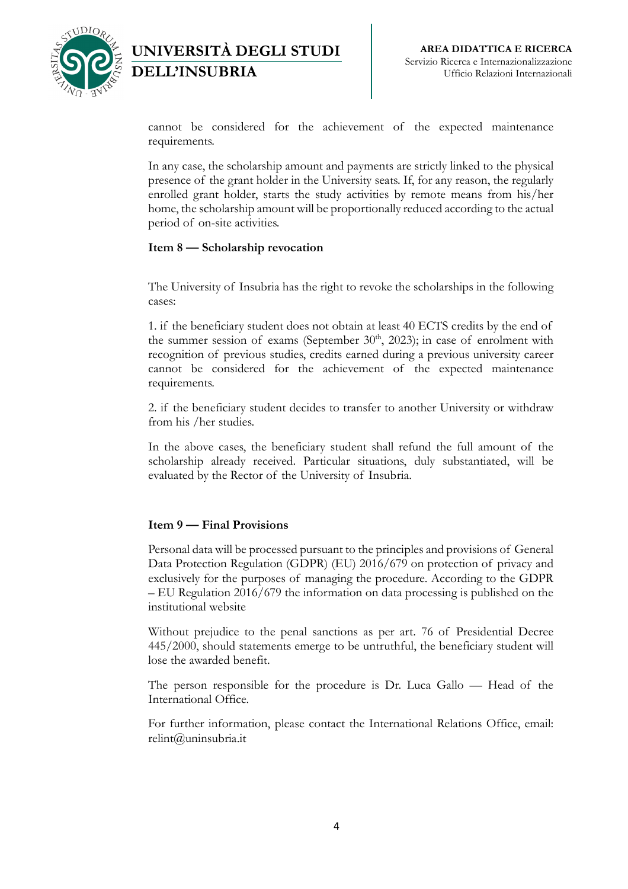cannot be considered for the achievement of the expected maintenance requirements.

In any case, the scholarship amount and payments are strictly linked to the physical presence of the grant holder in the University seats. If, for any reason, the regularly enrolled grant holder, starts the study activities by remote means from his/her home, the scholarship amount will be proportionally reduced according to the actual period of on-site activities.

### Item 8 — Scholarship revocation

The University of Insubria has the right to revoke the scholarships in the following cases:

1. if the beneficiary student does not obtain at least 40 ECTS credits by the end of the summer session of exams (September 30th, 2023); in case of enrolment with recognition of previous studies, credits earned during a previous university career cannot be considered for the achievement of the expected maintenance requirements.

2. if the beneficiary student decides to transfer to another University or withdraw from his /her studies.

In the above cases, the beneficiary student shall refund the full amount of the scholarship already received. Particular situations, duly substantiated, will be evaluated by the Rector of the University of Insubria.

### Item 9 — Final Provisions

Personal data will be processed pursuant to the principles and provisions of General Data Protection Regulation (GDPR) (EU) 2016/679 on protection of privacy and exclusively for the purposes of managing the procedure. According to the GDPR – EU Regulation 2016/679 the information on data processing is published on the institutional website

Without prejudice to the penal sanctions as per art. 76 of Presidential Decree 445/2000, should statements emerge to be untruthful, the beneficiary student will lose the awarded benefit.

The person responsible for the procedure is Dr. Luca Gallo — Head of the International Office.

For further information, please contact the International Relations Office, email: relint@uninsubria.it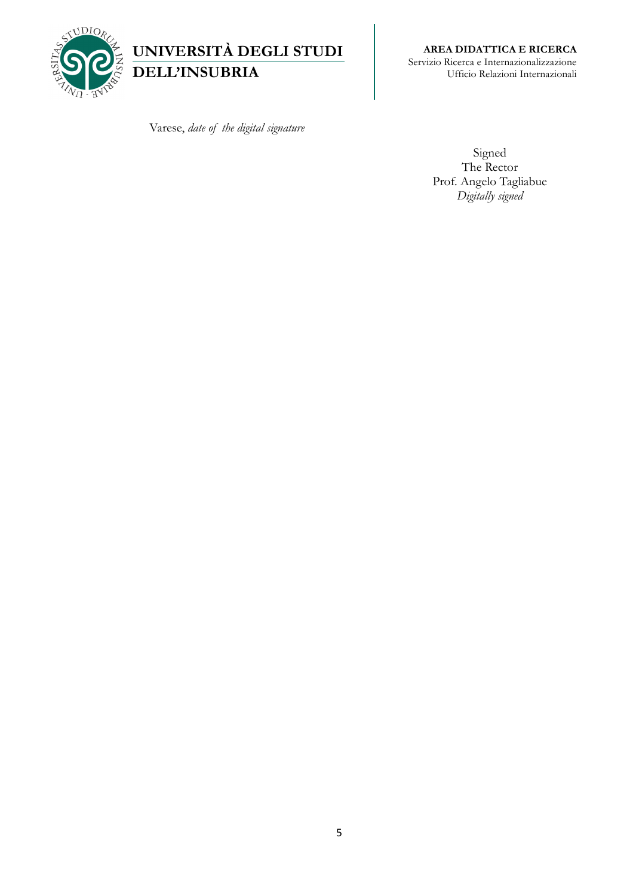Varese, *date of the digital signature*

Signed
The Rector
Prof. Angelo Tagliabue
*Digitally signed*